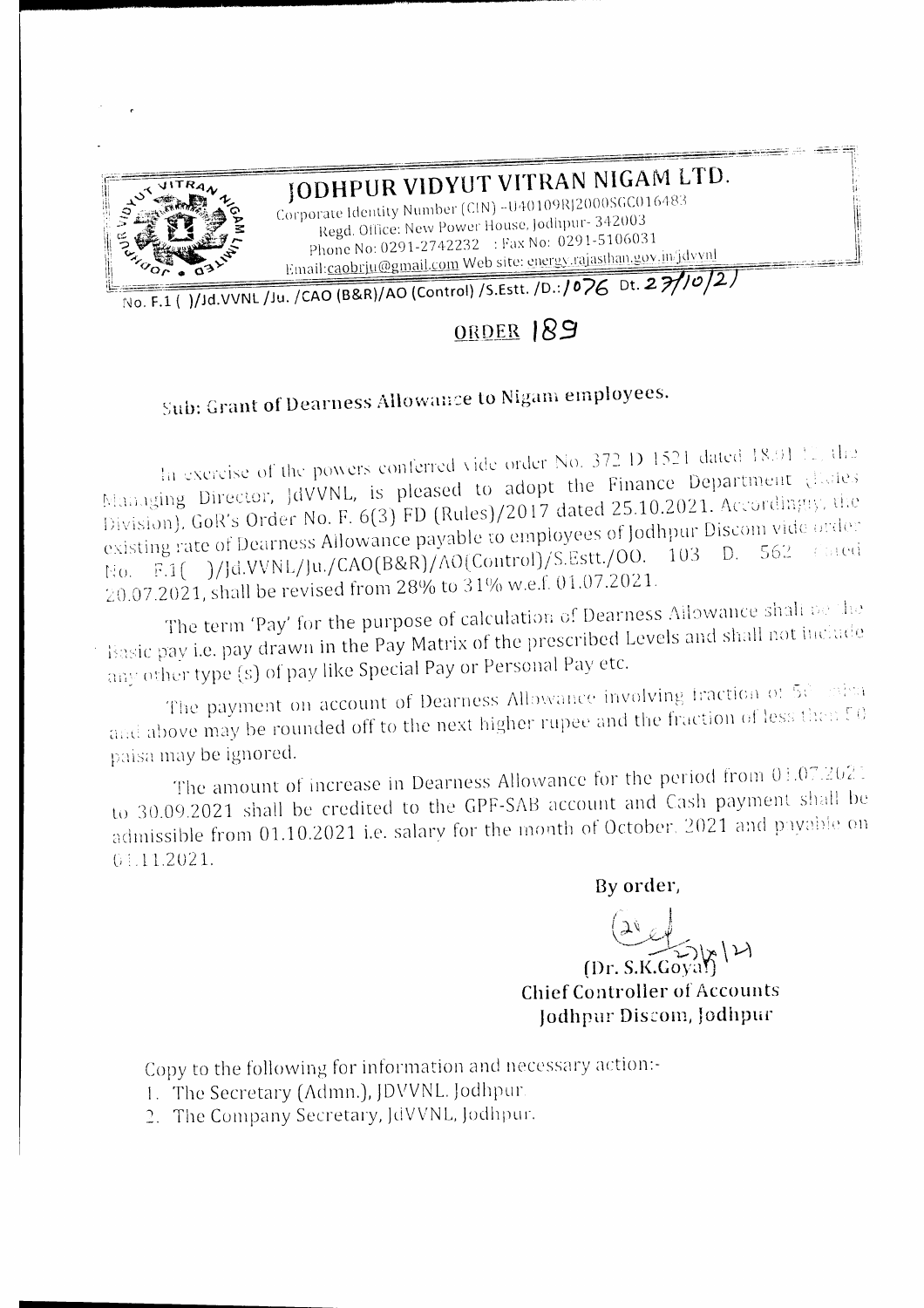# JODHPUR VIDYUT VITRAN NIGAM LTD.

Corporate Identity Number (CIN) -U40109RJ2000SGC016483
Regd. Office: New Power House, Jodhpur- 342003
Phone No: 0291-2742232 : Fax No: 0291-5106031
Email:caobrju@gmail.com Web site: energy.rajasthan.gov.in/jdvvnl

No. F.1 ( )/Jd.VVNL /Ju. /CAO (B&R)/AO (Control) /S.Estt. /D.:/076 Dt. 27/10/21

## ORDER 189

### Sub: Grant of Dearness Allowance to Nigam employees.

In exercise of the powers conferred vide order No. 372 D 1521 dated 18.01.12, the Managing Director, JdVVNL, is pleased to adopt the Finance Department (Rules Division), GoR's Order No. F. 6(3) FD (Rules)/2017 dated 25.10.2021. Accordingly, the existing rate of Dearness Allowance payable to employees of Jodhpur Discom vide order No. F.1( )/Jd.VVNL/Ju./CAO(B&R)/AO(Control)/S.Estt./OO. 103 D. 562 dated 20.07.2021, shall be revised from 28% to 31% w.e.f. 01.07.2021.

The term 'Pay' for the purpose of calculation of Dearness Allowance shall be the basic pay i.e. pay drawn in the Pay Matrix of the prescribed Levels and shall not include any other type (s) of pay like Special Pay or Personal Pay etc.

The payment on account of Dearness Allowance involving fraction of 50 paisa and above may be rounded off to the next higher rupee and the fraction of less than 50 paisa may be ignored.

The amount of increase in Dearness Allowance for the period from 01.07.2021 to 30.09.2021 shall be credited to the GPF-SAB account and Cash payment shall be admissible from 01.10.2021 i.e. salary for the month of October, 2021 and payable on 01.11.2021.

By order,

(Dr. S.K.Goyal)
Chief Controller of Accounts
Jodhpur Discom, Jodhpur

Copy to the following for information and necessary action:-

1. The Secretary (Admn.), JDVVNL, Jodhpur.
2. The Company Secretary, JdVVNL, Jodhpur.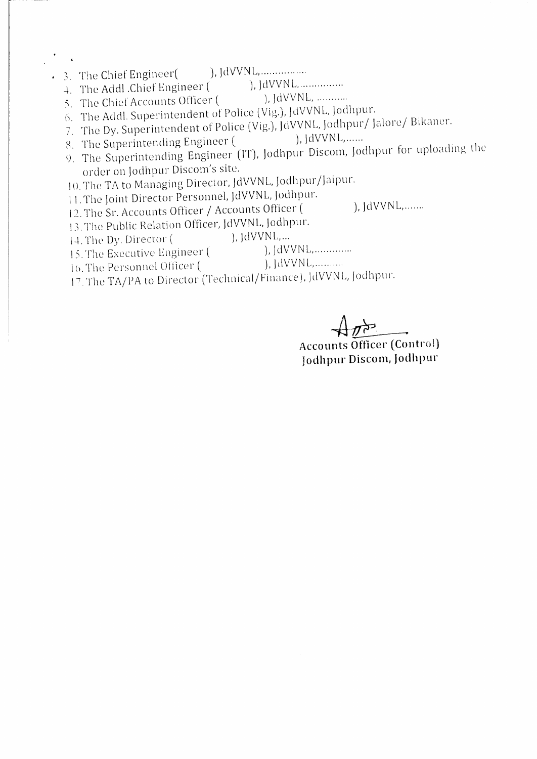3. The Chief Engineer(          ), JdVVNL,................
4. The Addl .Chief Engineer (          ), JdVVNL,...............
5. The Chief Accounts Officer (          ), JdVVNL, ...........
6. The Addl. Superintendent of Police (Vig.), JdVVNL, Jodhpur.
7. The Dy. Superintendent of Police (Vig.), JdVVNL, Jodhpur/ Jalore/ Bikaner.
8. The Superintending Engineer (          ), JdVVNL,......
9. The Superintending Engineer (IT), Jodhpur Discom, Jodhpur for uploading the order on Jodhpur Discom's site.
10. The TA to Managing Director, JdVVNL, Jodhpur/Jaipur.
11. The Joint Director Personnel, JdVVNL, Jodhpur.
12. The Sr. Accounts Officer / Accounts Officer (          ), JdVVNL,.......
13. The Public Relation Officer, JdVVNL, Jodhpur.
14. The Dy. Director (          ), JdVVNL,...
15. The Executive Engineer (          ), JdVVNL,.............
16. The Personnel Officer (          ), JdVVNL,..........
17. The TA/PA to Director (Technical/Finance), JdVVNL, Jodhpur.

**Accounts Officer (Control)**
**Jodhpur Discom, Jodhpur**